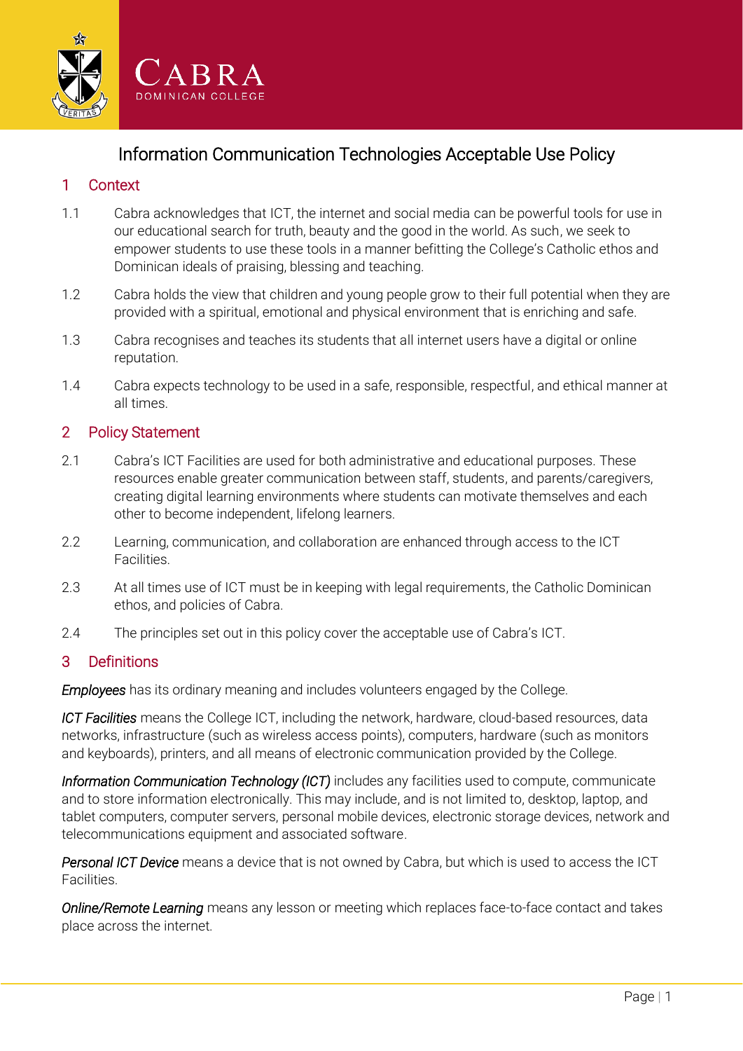# Information Communication Technologies Acceptable Use Policy

## 1 Context

1.1 Cabra acknowledges that ICT, the internet and social media can be powerful tools for use in our educational search for truth, beauty and the good in the world. As such, we seek to empower students to use these tools in a manner befitting the College's Catholic ethos and Dominican ideals of praising, blessing and teaching.

1.2 Cabra holds the view that children and young people grow to their full potential when they are provided with a spiritual, emotional and physical environment that is enriching and safe.

1.3 Cabra recognises and teaches its students that all internet users have a digital or online reputation.

1.4 Cabra expects technology to be used in a safe, responsible, respectful, and ethical manner at all times.

## 2 Policy Statement

2.1 Cabra's ICT Facilities are used for both administrative and educational purposes. These resources enable greater communication between staff, students, and parents/caregivers, creating digital learning environments where students can motivate themselves and each other to become independent, lifelong learners.

2.2 Learning, communication, and collaboration are enhanced through access to the ICT Facilities.

2.3 At all times use of ICT must be in keeping with legal requirements, the Catholic Dominican ethos, and policies of Cabra.

2.4 The principles set out in this policy cover the acceptable use of Cabra's ICT.

## 3 Definitions

***Employees*** has its ordinary meaning and includes volunteers engaged by the College.

***ICT Facilities*** means the College ICT, including the network, hardware, cloud-based resources, data networks, infrastructure (such as wireless access points), computers, hardware (such as monitors and keyboards), printers, and all means of electronic communication provided by the College.

***Information Communication Technology (ICT)*** includes any facilities used to compute, communicate and to store information electronically. This may include, and is not limited to, desktop, laptop, and tablet computers, computer servers, personal mobile devices, electronic storage devices, network and telecommunications equipment and associated software.

***Personal ICT Device*** means a device that is not owned by Cabra, but which is used to access the ICT Facilities.

***Online/Remote Learning*** means any lesson or meeting which replaces face-to-face contact and takes place across the internet.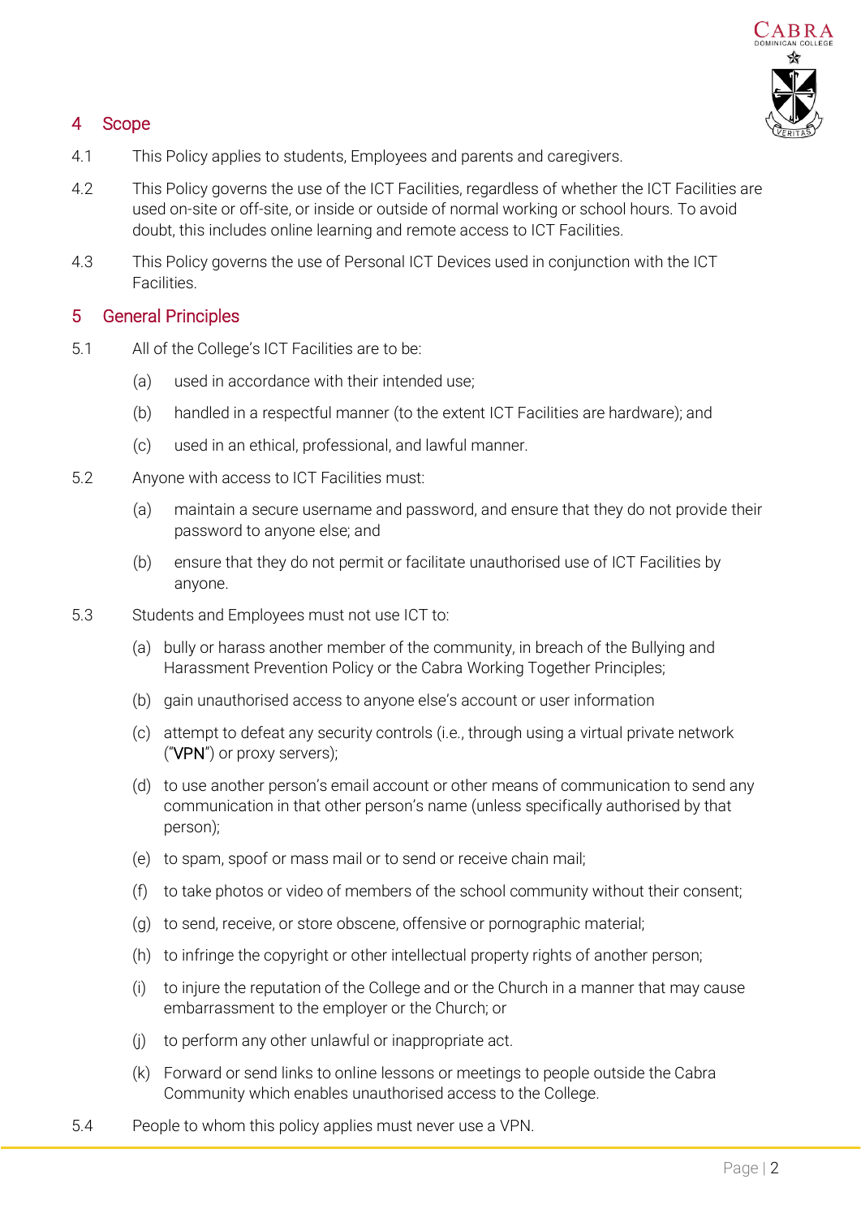## 4 Scope

4.1 This Policy applies to students, Employees and parents and caregivers.

4.2 This Policy governs the use of the ICT Facilities, regardless of whether the ICT Facilities are used on-site or off-site, or inside or outside of normal working or school hours. To avoid doubt, this includes online learning and remote access to ICT Facilities.

4.3 This Policy governs the use of Personal ICT Devices used in conjunction with the ICT Facilities.

## 5 General Principles

5.1 All of the College's ICT Facilities are to be:

(a) used in accordance with their intended use;

(b) handled in a respectful manner (to the extent ICT Facilities are hardware); and

(c) used in an ethical, professional, and lawful manner.

5.2 Anyone with access to ICT Facilities must:

(a) maintain a secure username and password, and ensure that they do not provide their password to anyone else; and

(b) ensure that they do not permit or facilitate unauthorised use of ICT Facilities by anyone.

5.3 Students and Employees must not use ICT to:

(a) bully or harass another member of the community, in breach of the Bullying and Harassment Prevention Policy or the Cabra Working Together Principles;

(b) gain unauthorised access to anyone else's account or user information

(c) attempt to defeat any security controls (i.e., through using a virtual private network ("**VPN**") or proxy servers);

(d) to use another person's email account or other means of communication to send any communication in that other person's name (unless specifically authorised by that person);

(e) to spam, spoof or mass mail or to send or receive chain mail;

(f) to take photos or video of members of the school community without their consent;

(g) to send, receive, or store obscene, offensive or pornographic material;

(h) to infringe the copyright or other intellectual property rights of another person;

(i) to injure the reputation of the College and or the Church in a manner that may cause embarrassment to the employer or the Church; or

(j) to perform any other unlawful or inappropriate act.

(k) Forward or send links to online lessons or meetings to people outside the Cabra Community which enables unauthorised access to the College.

5.4 People to whom this policy applies must never use a VPN.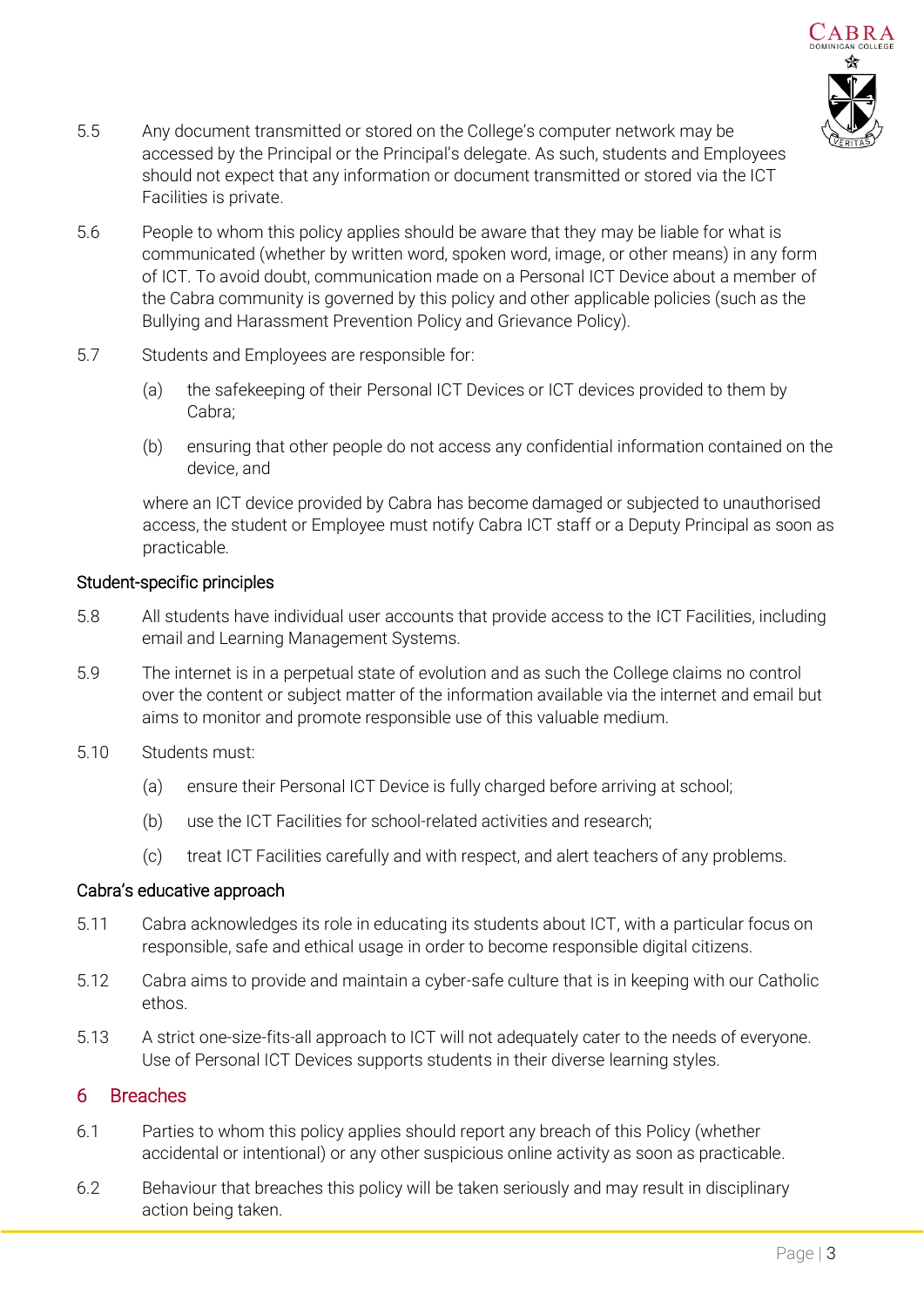5.5 Any document transmitted or stored on the College's computer network may be accessed by the Principal or the Principal's delegate. As such, students and Employees should not expect that any information or document transmitted or stored via the ICT Facilities is private.

5.6 People to whom this policy applies should be aware that they may be liable for what is communicated (whether by written word, spoken word, image, or other means) in any form of ICT. To avoid doubt, communication made on a Personal ICT Device about a member of the Cabra community is governed by this policy and other applicable policies (such as the Bullying and Harassment Prevention Policy and Grievance Policy).

5.7 Students and Employees are responsible for:

(a) the safekeeping of their Personal ICT Devices or ICT devices provided to them by Cabra;

(b) ensuring that other people do not access any confidential information contained on the device, and

where an ICT device provided by Cabra has become damaged or subjected to unauthorised access, the student or Employee must notify Cabra ICT staff or a Deputy Principal as soon as practicable.

### Student-specific principles

5.8 All students have individual user accounts that provide access to the ICT Facilities, including email and Learning Management Systems.

5.9 The internet is in a perpetual state of evolution and as such the College claims no control over the content or subject matter of the information available via the internet and email but aims to monitor and promote responsible use of this valuable medium.

5.10 Students must:

(a) ensure their Personal ICT Device is fully charged before arriving at school;

(b) use the ICT Facilities for school-related activities and research;

(c) treat ICT Facilities carefully and with respect, and alert teachers of any problems.

### Cabra's educative approach

5.11 Cabra acknowledges its role in educating its students about ICT, with a particular focus on responsible, safe and ethical usage in order to become responsible digital citizens.

5.12 Cabra aims to provide and maintain a cyber-safe culture that is in keeping with our Catholic ethos.

5.13 A strict one-size-fits-all approach to ICT will not adequately cater to the needs of everyone. Use of Personal ICT Devices supports students in their diverse learning styles.

## 6 Breaches

6.1 Parties to whom this policy applies should report any breach of this Policy (whether accidental or intentional) or any other suspicious online activity as soon as practicable.

6.2 Behaviour that breaches this policy will be taken seriously and may result in disciplinary action being taken.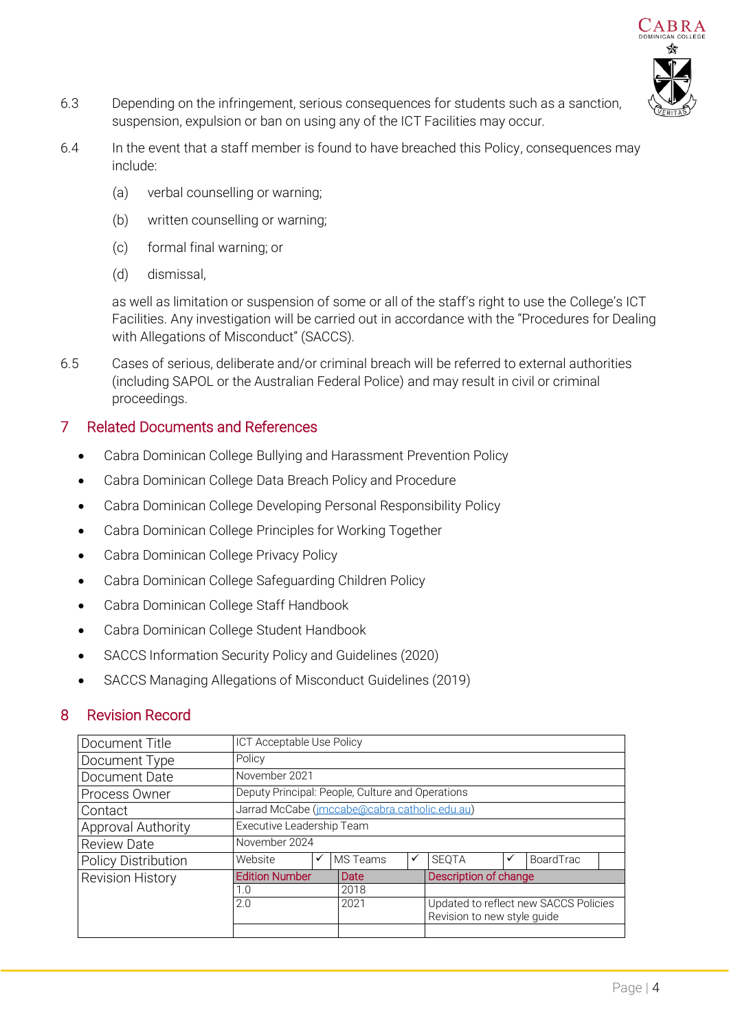6.3 Depending on the infringement, serious consequences for students such as a sanction, suspension, expulsion or ban on using any of the ICT Facilities may occur.

6.4 In the event that a staff member is found to have breached this Policy, consequences may include:

(a) verbal counselling or warning;

(b) written counselling or warning;

(c) formal final warning; or

(d) dismissal,

as well as limitation or suspension of some or all of the staff's right to use the College's ICT Facilities. Any investigation will be carried out in accordance with the "Procedures for Dealing with Allegations of Misconduct" (SACCS).

6.5 Cases of serious, deliberate and/or criminal breach will be referred to external authorities (including SAPOL or the Australian Federal Police) and may result in civil or criminal proceedings.

## 7 Related Documents and References

- Cabra Dominican College Bullying and Harassment Prevention Policy
- Cabra Dominican College Data Breach Policy and Procedure
- Cabra Dominican College Developing Personal Responsibility Policy
- Cabra Dominican College Principles for Working Together
- Cabra Dominican College Privacy Policy
- Cabra Dominican College Safeguarding Children Policy
- Cabra Dominican College Staff Handbook
- Cabra Dominican College Student Handbook
- SACCS Information Security Policy and Guidelines (2020)
- SACCS Managing Allegations of Misconduct Guidelines (2019)

## 8 Revision Record

| | | | | | | | | |
|---|---|---|---|---|---|---|---|---|
| Document Title | ICT Acceptable Use Policy | | | | | | | |
| Document Type | Policy | | | | | | | |
| Document Date | November 2021 | | | | | | | |
| Process Owner | Deputy Principal: People, Culture and Operations | | | | | | | |
| Contact | Jarrad McCabe (jmccabe@cabra.catholic.edu.au) | | | | | | | |
| Approval Authority | Executive Leadership Team | | | | | | | |
| Review Date | November 2024 | | | | | | | |
| Policy Distribution | Website | ✓ | MS Teams | ✓ | SEQTA | ✓ | BoardTrac | |
| Revision History | Edition Number | | Date | | Description of change | | | |
| | 1.0 | | 2018 | | | | | |
| | 2.0 | | 2021 | | Updated to reflect new SACCS Policies<br>Revision to new style guide | | | |
| | | | | | | | | |